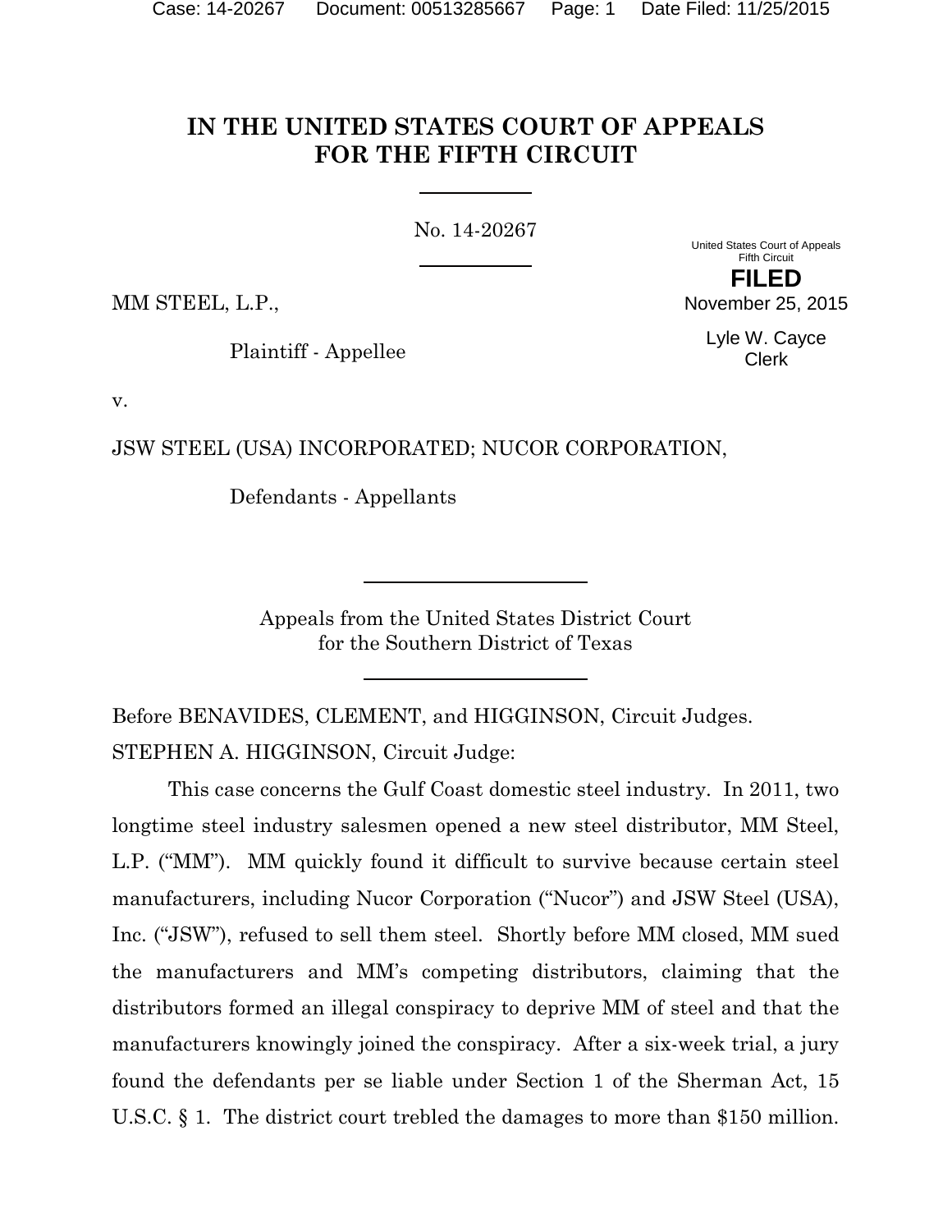# IN THE UNITED STATES COURT OF APPEALS FOR THE FIFTH CIRCUIT

No. 14-20267

United States Court of Appeals
Fifth Circuit

**FILED**

November 25, 2015

Lyle W. Cayce
Clerk

MM STEEL, L.P.,

Plaintiff - Appellee

v.

JSW STEEL (USA) INCORPORATED; NUCOR CORPORATION,

Defendants - Appellants

Appeals from the United States District Court
for the Southern District of Texas

Before BENAVIDES, CLEMENT, and HIGGINSON, Circuit Judges.

STEPHEN A. HIGGINSON, Circuit Judge:

This case concerns the Gulf Coast domestic steel industry. In 2011, two longtime steel industry salesmen opened a new steel distributor, MM Steel, L.P. ("MM"). MM quickly found it difficult to survive because certain steel manufacturers, including Nucor Corporation ("Nucor") and JSW Steel (USA), Inc. ("JSW"), refused to sell them steel. Shortly before MM closed, MM sued the manufacturers and MM's competing distributors, claiming that the distributors formed an illegal conspiracy to deprive MM of steel and that the manufacturers knowingly joined the conspiracy. After a six-week trial, a jury found the defendants per se liable under Section 1 of the Sherman Act, 15 U.S.C. § 1. The district court trebled the damages to more than $150 million.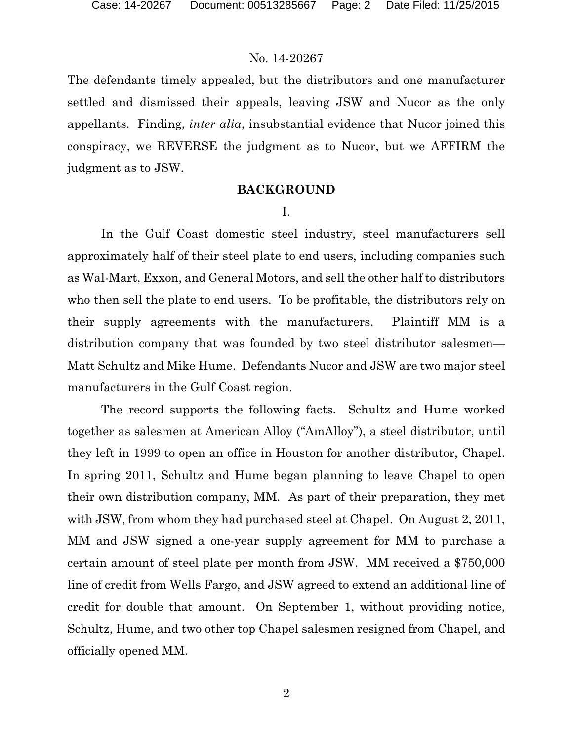The defendants timely appealed, but the distributors and one manufacturer settled and dismissed their appeals, leaving JSW and Nucor as the only appellants. Finding, *inter alia*, insubstantial evidence that Nucor joined this conspiracy, we REVERSE the judgment as to Nucor, but we AFFIRM the judgment as to JSW.

## BACKGROUND

### I.

In the Gulf Coast domestic steel industry, steel manufacturers sell approximately half of their steel plate to end users, including companies such as Wal-Mart, Exxon, and General Motors, and sell the other half to distributors who then sell the plate to end users. To be profitable, the distributors rely on their supply agreements with the manufacturers. Plaintiff MM is a distribution company that was founded by two steel distributor salesmen—Matt Schultz and Mike Hume. Defendants Nucor and JSW are two major steel manufacturers in the Gulf Coast region.

The record supports the following facts. Schultz and Hume worked together as salesmen at American Alloy ("AmAlloy"), a steel distributor, until they left in 1999 to open an office in Houston for another distributor, Chapel. In spring 2011, Schultz and Hume began planning to leave Chapel to open their own distribution company, MM. As part of their preparation, they met with JSW, from whom they had purchased steel at Chapel. On August 2, 2011, MM and JSW signed a one-year supply agreement for MM to purchase a certain amount of steel plate per month from JSW. MM received a $750,000 line of credit from Wells Fargo, and JSW agreed to extend an additional line of credit for double that amount. On September 1, without providing notice, Schultz, Hume, and two other top Chapel salesmen resigned from Chapel, and officially opened MM.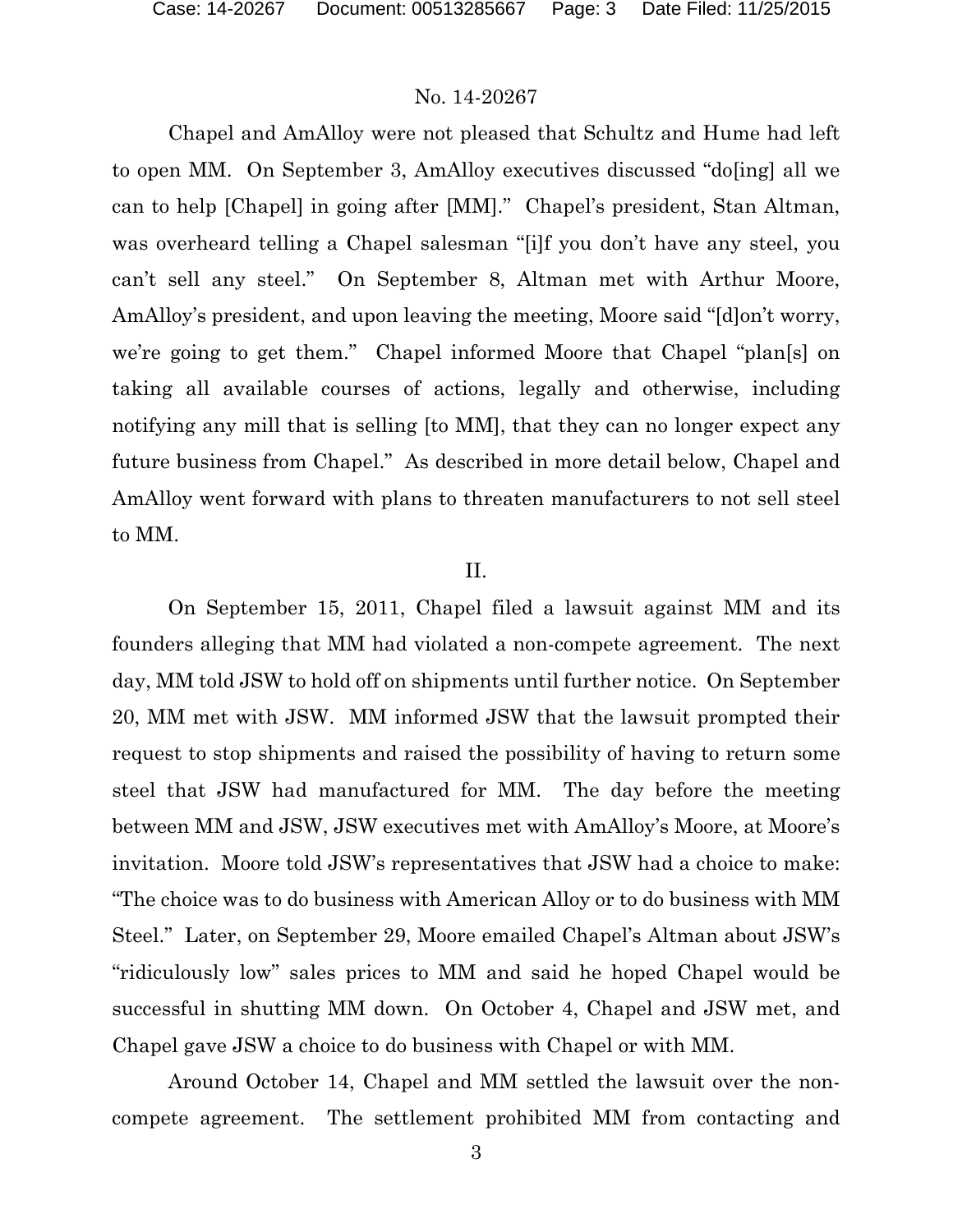Chapel and AmAlloy were not pleased that Schultz and Hume had left to open MM. On September 3, AmAlloy executives discussed "do[ing] all we can to help [Chapel] in going after [MM]." Chapel's president, Stan Altman, was overheard telling a Chapel salesman "[i]f you don't have any steel, you can't sell any steel." On September 8, Altman met with Arthur Moore, AmAlloy's president, and upon leaving the meeting, Moore said "[d]on't worry, we're going to get them." Chapel informed Moore that Chapel "plan[s] on taking all available courses of actions, legally and otherwise, including notifying any mill that is selling [to MM], that they can no longer expect any future business from Chapel." As described in more detail below, Chapel and AmAlloy went forward with plans to threaten manufacturers to not sell steel to MM.

## II.

On September 15, 2011, Chapel filed a lawsuit against MM and its founders alleging that MM had violated a non-compete agreement. The next day, MM told JSW to hold off on shipments until further notice. On September 20, MM met with JSW. MM informed JSW that the lawsuit prompted their request to stop shipments and raised the possibility of having to return some steel that JSW had manufactured for MM. The day before the meeting between MM and JSW, JSW executives met with AmAlloy's Moore, at Moore's invitation. Moore told JSW's representatives that JSW had a choice to make: "The choice was to do business with American Alloy or to do business with MM Steel." Later, on September 29, Moore emailed Chapel's Altman about JSW's "ridiculously low" sales prices to MM and said he hoped Chapel would be successful in shutting MM down. On October 4, Chapel and JSW met, and Chapel gave JSW a choice to do business with Chapel or with MM.

Around October 14, Chapel and MM settled the lawsuit over the non-compete agreement. The settlement prohibited MM from contacting and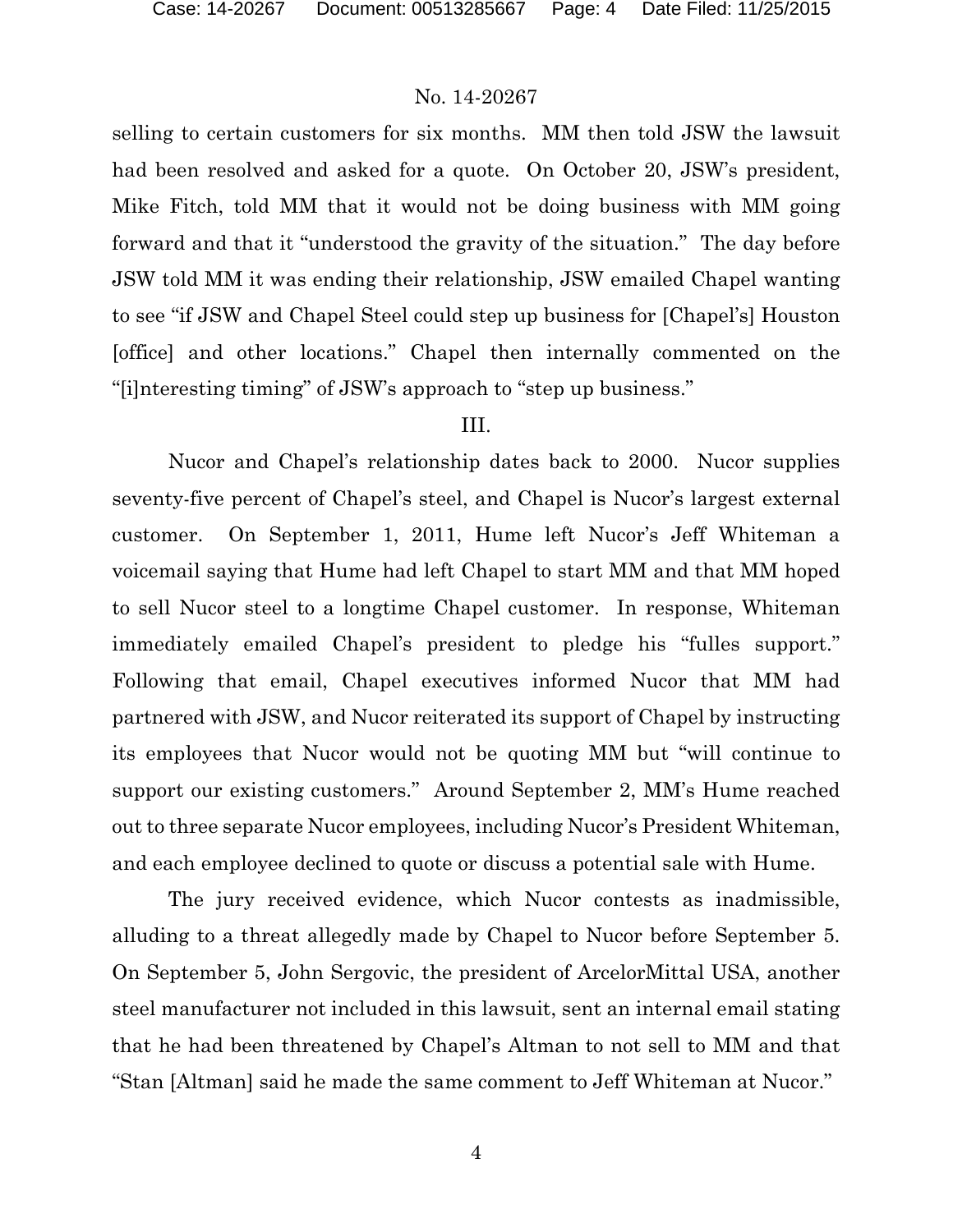selling to certain customers for six months. MM then told JSW the lawsuit had been resolved and asked for a quote. On October 20, JSW's president, Mike Fitch, told MM that it would not be doing business with MM going forward and that it "understood the gravity of the situation." The day before JSW told MM it was ending their relationship, JSW emailed Chapel wanting to see "if JSW and Chapel Steel could step up business for [Chapel's] Houston [office] and other locations." Chapel then internally commented on the "[i]nteresting timing" of JSW's approach to "step up business."

III.

Nucor and Chapel's relationship dates back to 2000. Nucor supplies seventy-five percent of Chapel's steel, and Chapel is Nucor's largest external customer. On September 1, 2011, Hume left Nucor's Jeff Whiteman a voicemail saying that Hume had left Chapel to start MM and that MM hoped to sell Nucor steel to a longtime Chapel customer. In response, Whiteman immediately emailed Chapel's president to pledge his "fulles support." Following that email, Chapel executives informed Nucor that MM had partnered with JSW, and Nucor reiterated its support of Chapel by instructing its employees that Nucor would not be quoting MM but "will continue to support our existing customers." Around September 2, MM's Hume reached out to three separate Nucor employees, including Nucor's President Whiteman, and each employee declined to quote or discuss a potential sale with Hume.

The jury received evidence, which Nucor contests as inadmissible, alluding to a threat allegedly made by Chapel to Nucor before September 5. On September 5, John Sergovic, the president of ArcelorMittal USA, another steel manufacturer not included in this lawsuit, sent an internal email stating that he had been threatened by Chapel's Altman to not sell to MM and that "Stan [Altman] said he made the same comment to Jeff Whiteman at Nucor."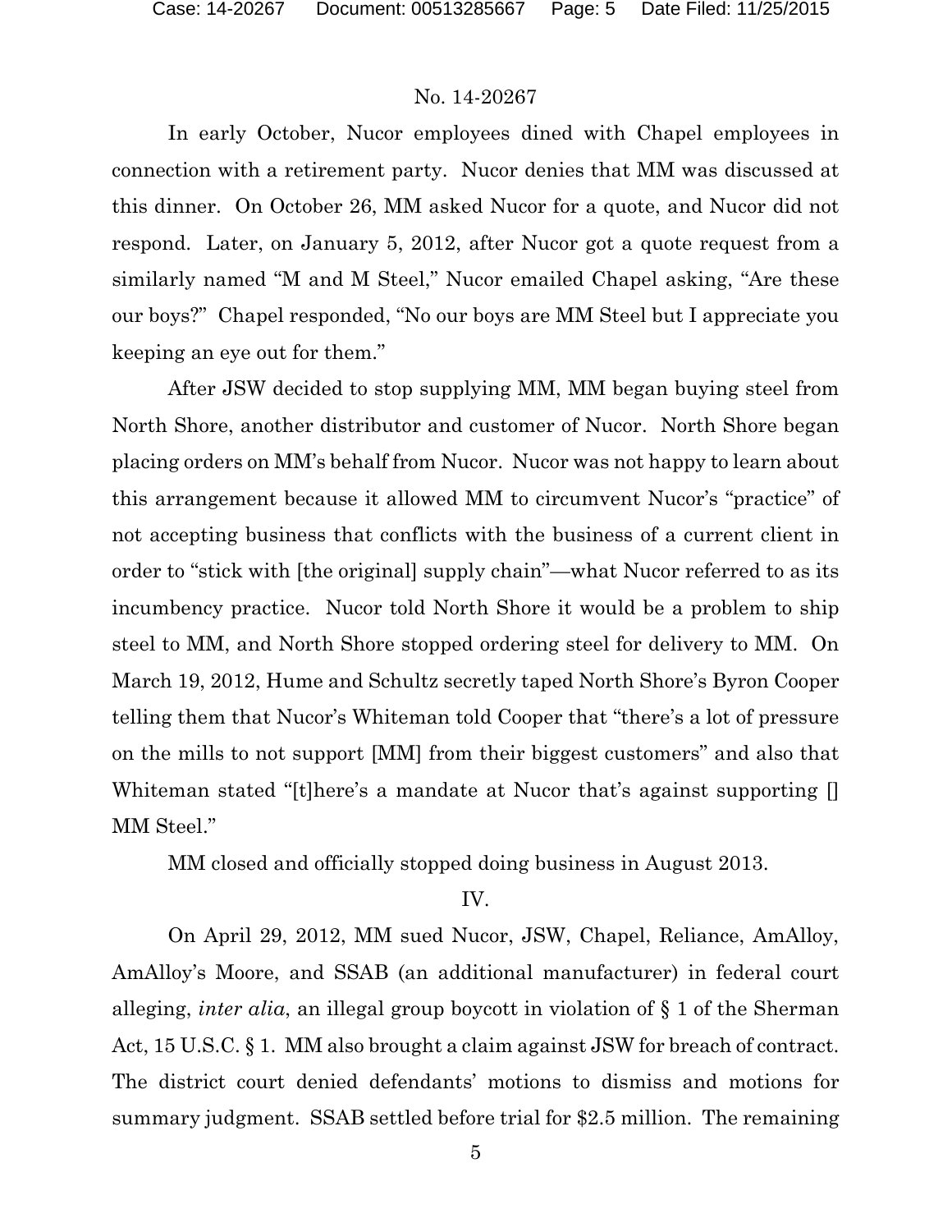In early October, Nucor employees dined with Chapel employees in connection with a retirement party. Nucor denies that MM was discussed at this dinner. On October 26, MM asked Nucor for a quote, and Nucor did not respond. Later, on January 5, 2012, after Nucor got a quote request from a similarly named "M and M Steel," Nucor emailed Chapel asking, "Are these our boys?" Chapel responded, "No our boys are MM Steel but I appreciate you keeping an eye out for them."

After JSW decided to stop supplying MM, MM began buying steel from North Shore, another distributor and customer of Nucor. North Shore began placing orders on MM's behalf from Nucor. Nucor was not happy to learn about this arrangement because it allowed MM to circumvent Nucor's "practice" of not accepting business that conflicts with the business of a current client in order to "stick with [the original] supply chain"—what Nucor referred to as its incumbency practice. Nucor told North Shore it would be a problem to ship steel to MM, and North Shore stopped ordering steel for delivery to MM. On March 19, 2012, Hume and Schultz secretly taped North Shore's Byron Cooper telling them that Nucor's Whiteman told Cooper that "there's a lot of pressure on the mills to not support [MM] from their biggest customers" and also that Whiteman stated "[t]here's a mandate at Nucor that's against supporting [] MM Steel."

MM closed and officially stopped doing business in August 2013.

## IV.

On April 29, 2012, MM sued Nucor, JSW, Chapel, Reliance, AmAlloy, AmAlloy's Moore, and SSAB (an additional manufacturer) in federal court alleging, *inter alia*, an illegal group boycott in violation of § 1 of the Sherman Act, 15 U.S.C. § 1. MM also brought a claim against JSW for breach of contract. The district court denied defendants' motions to dismiss and motions for summary judgment. SSAB settled before trial for $2.5 million. The remaining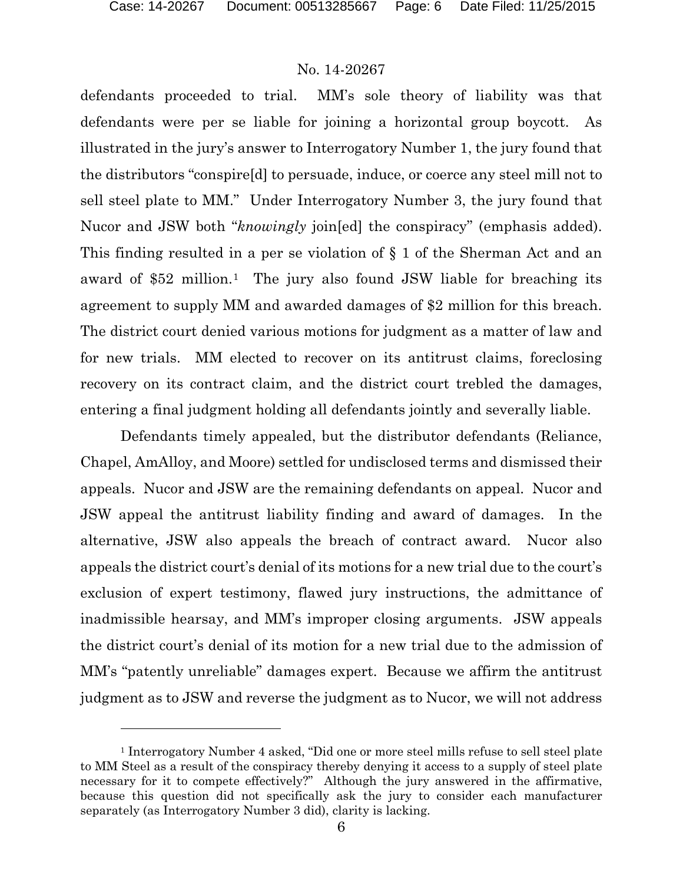defendants proceeded to trial. MM's sole theory of liability was that defendants were per se liable for joining a horizontal group boycott. As illustrated in the jury's answer to Interrogatory Number 1, the jury found that the distributors "conspire[d] to persuade, induce, or coerce any steel mill not to sell steel plate to MM." Under Interrogatory Number 3, the jury found that Nucor and JSW both "*knowingly* join[ed] the conspiracy" (emphasis added). This finding resulted in a per se violation of § 1 of the Sherman Act and an award of $52 million.[1] The jury also found JSW liable for breaching its agreement to supply MM and awarded damages of $2 million for this breach. The district court denied various motions for judgment as a matter of law and for new trials. MM elected to recover on its antitrust claims, foreclosing recovery on its contract claim, and the district court trebled the damages, entering a final judgment holding all defendants jointly and severally liable.

Defendants timely appealed, but the distributor defendants (Reliance, Chapel, AmAlloy, and Moore) settled for undisclosed terms and dismissed their appeals. Nucor and JSW are the remaining defendants on appeal. Nucor and JSW appeal the antitrust liability finding and award of damages. In the alternative, JSW also appeals the breach of contract award. Nucor also appeals the district court's denial of its motions for a new trial due to the court's exclusion of expert testimony, flawed jury instructions, the admittance of inadmissible hearsay, and MM's improper closing arguments. JSW appeals the district court's denial of its motion for a new trial due to the admission of MM's "patently unreliable" damages expert. Because we affirm the antitrust judgment as to JSW and reverse the judgment as to Nucor, we will not address

[1] Interrogatory Number 4 asked, "Did one or more steel mills refuse to sell steel plate to MM Steel as a result of the conspiracy thereby denying it access to a supply of steel plate necessary for it to compete effectively?" Although the jury answered in the affirmative, because this question did not specifically ask the jury to consider each manufacturer separately (as Interrogatory Number 3 did), clarity is lacking.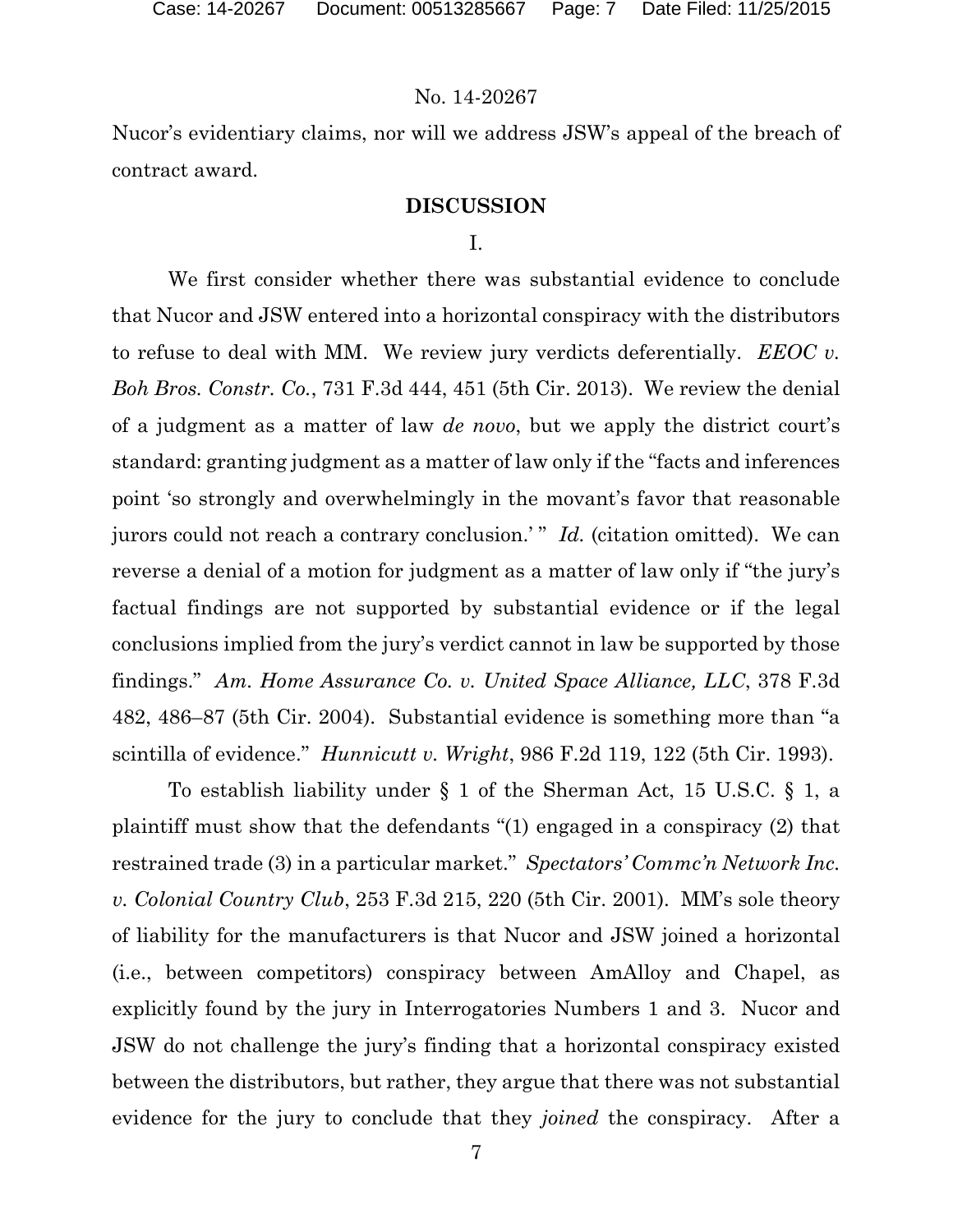Nucor's evidentiary claims, nor will we address JSW's appeal of the breach of contract award.

## DISCUSSION

### I.

We first consider whether there was substantial evidence to conclude that Nucor and JSW entered into a horizontal conspiracy with the distributors to refuse to deal with MM. We review jury verdicts deferentially. *EEOC v. Boh Bros. Constr. Co.*, 731 F.3d 444, 451 (5th Cir. 2013). We review the denial of a judgment as a matter of law *de novo*, but we apply the district court's standard: granting judgment as a matter of law only if the "facts and inferences point 'so strongly and overwhelmingly in the movant's favor that reasonable jurors could not reach a contrary conclusion.' " *Id.* (citation omitted). We can reverse a denial of a motion for judgment as a matter of law only if "the jury's factual findings are not supported by substantial evidence or if the legal conclusions implied from the jury's verdict cannot in law be supported by those findings." *Am. Home Assurance Co. v. United Space Alliance, LLC*, 378 F.3d 482, 486–87 (5th Cir. 2004). Substantial evidence is something more than "a scintilla of evidence." *Hunnicutt v. Wright*, 986 F.2d 119, 122 (5th Cir. 1993).

To establish liability under § 1 of the Sherman Act, 15 U.S.C. § 1, a plaintiff must show that the defendants "(1) engaged in a conspiracy (2) that restrained trade (3) in a particular market." *Spectators' Commc'n Network Inc. v. Colonial Country Club*, 253 F.3d 215, 220 (5th Cir. 2001). MM's sole theory of liability for the manufacturers is that Nucor and JSW joined a horizontal (i.e., between competitors) conspiracy between AmAlloy and Chapel, as explicitly found by the jury in Interrogatories Numbers 1 and 3. Nucor and JSW do not challenge the jury's finding that a horizontal conspiracy existed between the distributors, but rather, they argue that there was not substantial evidence for the jury to conclude that they *joined* the conspiracy. After a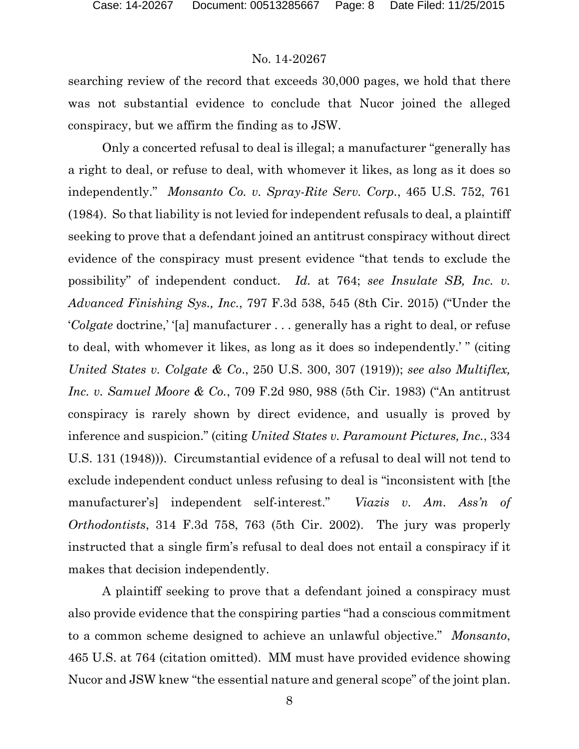searching review of the record that exceeds 30,000 pages, we hold that there was not substantial evidence to conclude that Nucor joined the alleged conspiracy, but we affirm the finding as to JSW.

Only a concerted refusal to deal is illegal; a manufacturer "generally has a right to deal, or refuse to deal, with whomever it likes, as long as it does so independently." *Monsanto Co. v. Spray-Rite Serv. Corp.*, 465 U.S. 752, 761 (1984). So that liability is not levied for independent refusals to deal, a plaintiff seeking to prove that a defendant joined an antitrust conspiracy without direct evidence of the conspiracy must present evidence "that tends to exclude the possibility" of independent conduct. *Id.* at 764; *see Insulate SB, Inc. v. Advanced Finishing Sys., Inc.*, 797 F.3d 538, 545 (8th Cir. 2015) ("Under the '*Colgate* doctrine,' '[a] manufacturer . . . generally has a right to deal, or refuse to deal, with whomever it likes, as long as it does so independently.' " (citing *United States v. Colgate & Co*., 250 U.S. 300, 307 (1919)); *see also Multiflex, Inc. v. Samuel Moore & Co.*, 709 F.2d 980, 988 (5th Cir. 1983) ("An antitrust conspiracy is rarely shown by direct evidence, and usually is proved by inference and suspicion." (citing *United States v. Paramount Pictures, Inc.*, 334 U.S. 131 (1948))). Circumstantial evidence of a refusal to deal will not tend to exclude independent conduct unless refusing to deal is "inconsistent with [the manufacturer's] independent self-interest." *Viazis v. Am. Ass'n of Orthodontists*, 314 F.3d 758, 763 (5th Cir. 2002). The jury was properly instructed that a single firm's refusal to deal does not entail a conspiracy if it makes that decision independently.

A plaintiff seeking to prove that a defendant joined a conspiracy must also provide evidence that the conspiring parties "had a conscious commitment to a common scheme designed to achieve an unlawful objective." *Monsanto*, 465 U.S. at 764 (citation omitted). MM must have provided evidence showing Nucor and JSW knew "the essential nature and general scope" of the joint plan.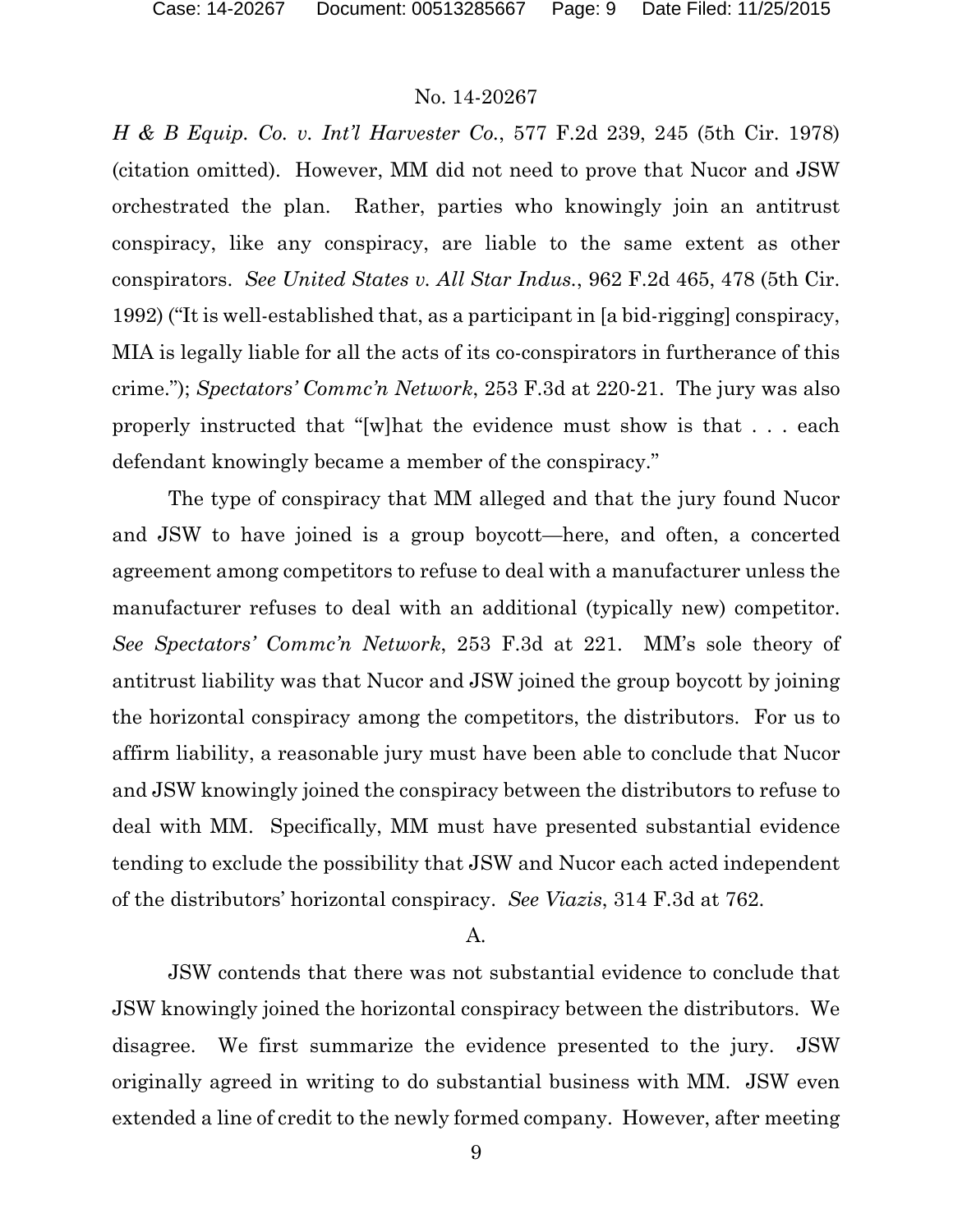*H & B Equip. Co. v. Int'l Harvester Co.*, 577 F.2d 239, 245 (5th Cir. 1978) (citation omitted). However, MM did not need to prove that Nucor and JSW orchestrated the plan. Rather, parties who knowingly join an antitrust conspiracy, like any conspiracy, are liable to the same extent as other conspirators. *See United States v. All Star Indus.*, 962 F.2d 465, 478 (5th Cir. 1992) ("It is well-established that, as a participant in [a bid-rigging] conspiracy, MIA is legally liable for all the acts of its co-conspirators in furtherance of this crime."); *Spectators' Commc'n Network*, 253 F.3d at 220-21. The jury was also properly instructed that "[w]hat the evidence must show is that . . . each defendant knowingly became a member of the conspiracy."

The type of conspiracy that MM alleged and that the jury found Nucor and JSW to have joined is a group boycott—here, and often, a concerted agreement among competitors to refuse to deal with a manufacturer unless the manufacturer refuses to deal with an additional (typically new) competitor. *See Spectators' Commc'n Network*, 253 F.3d at 221. MM's sole theory of antitrust liability was that Nucor and JSW joined the group boycott by joining the horizontal conspiracy among the competitors, the distributors. For us to affirm liability, a reasonable jury must have been able to conclude that Nucor and JSW knowingly joined the conspiracy between the distributors to refuse to deal with MM. Specifically, MM must have presented substantial evidence tending to exclude the possibility that JSW and Nucor each acted independent of the distributors' horizontal conspiracy. *See Viazis*, 314 F.3d at 762.

## A.

JSW contends that there was not substantial evidence to conclude that JSW knowingly joined the horizontal conspiracy between the distributors. We disagree. We first summarize the evidence presented to the jury. JSW originally agreed in writing to do substantial business with MM. JSW even extended a line of credit to the newly formed company. However, after meeting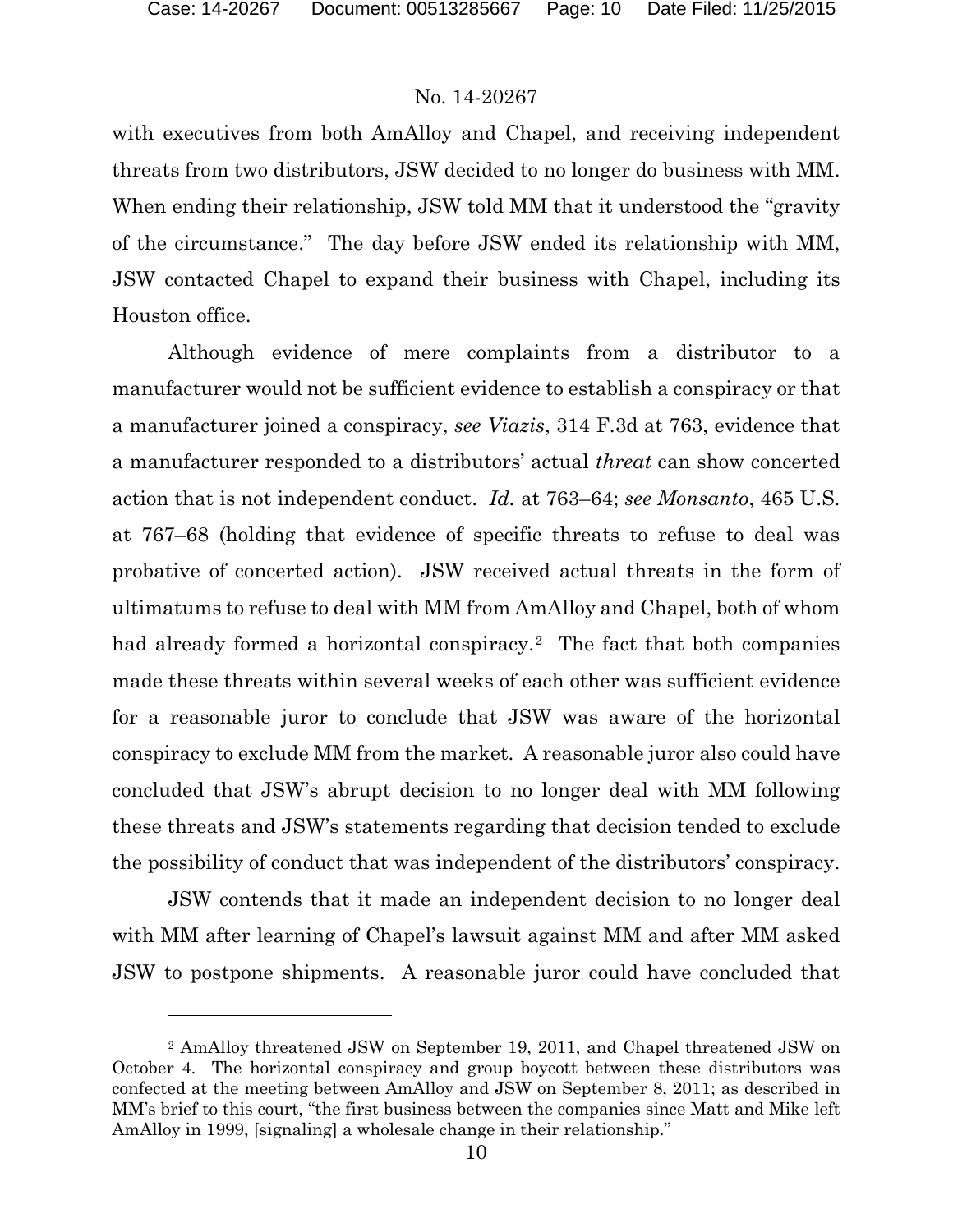with executives from both AmAlloy and Chapel, and receiving independent threats from two distributors, JSW decided to no longer do business with MM. When ending their relationship, JSW told MM that it understood the "gravity of the circumstance." The day before JSW ended its relationship with MM, JSW contacted Chapel to expand their business with Chapel, including its Houston office.

Although evidence of mere complaints from a distributor to a manufacturer would not be sufficient evidence to establish a conspiracy or that a manufacturer joined a conspiracy, *see Viazis*, 314 F.3d at 763, evidence that a manufacturer responded to a distributors' actual *threat* can show concerted action that is not independent conduct. *Id.* at 763–64; *see Monsanto*, 465 U.S. at 767–68 (holding that evidence of specific threats to refuse to deal was probative of concerted action). JSW received actual threats in the form of ultimatums to refuse to deal with MM from AmAlloy and Chapel, both of whom had already formed a horizontal conspiracy.[2] The fact that both companies made these threats within several weeks of each other was sufficient evidence for a reasonable juror to conclude that JSW was aware of the horizontal conspiracy to exclude MM from the market. A reasonable juror also could have concluded that JSW's abrupt decision to no longer deal with MM following these threats and JSW's statements regarding that decision tended to exclude the possibility of conduct that was independent of the distributors' conspiracy.

JSW contends that it made an independent decision to no longer deal with MM after learning of Chapel's lawsuit against MM and after MM asked JSW to postpone shipments. A reasonable juror could have concluded that

[2] AmAlloy threatened JSW on September 19, 2011, and Chapel threatened JSW on October 4. The horizontal conspiracy and group boycott between these distributors was confected at the meeting between AmAlloy and JSW on September 8, 2011; as described in MM's brief to this court, "the first business between the companies since Matt and Mike left AmAlloy in 1999, [signaling] a wholesale change in their relationship."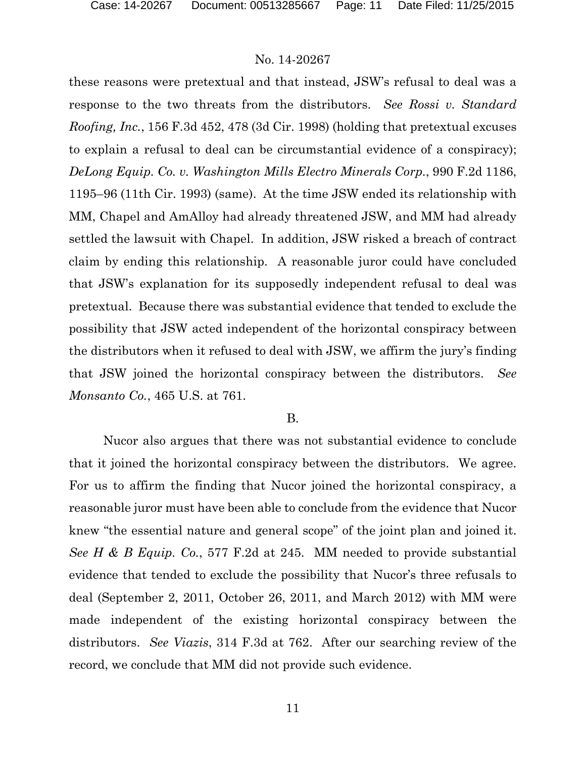these reasons were pretextual and that instead, JSW's refusal to deal was a response to the two threats from the distributors. *See Rossi v. Standard Roofing, Inc.*, 156 F.3d 452, 478 (3d Cir. 1998) (holding that pretextual excuses to explain a refusal to deal can be circumstantial evidence of a conspiracy); *DeLong Equip. Co. v. Washington Mills Electro Minerals Corp.*, 990 F.2d 1186, 1195–96 (11th Cir. 1993) (same). At the time JSW ended its relationship with MM, Chapel and AmAlloy had already threatened JSW, and MM had already settled the lawsuit with Chapel. In addition, JSW risked a breach of contract claim by ending this relationship. A reasonable juror could have concluded that JSW's explanation for its supposedly independent refusal to deal was pretextual. Because there was substantial evidence that tended to exclude the possibility that JSW acted independent of the horizontal conspiracy between the distributors when it refused to deal with JSW, we affirm the jury's finding that JSW joined the horizontal conspiracy between the distributors. *See Monsanto Co.*, 465 U.S. at 761.

B.

Nucor also argues that there was not substantial evidence to conclude that it joined the horizontal conspiracy between the distributors. We agree. For us to affirm the finding that Nucor joined the horizontal conspiracy, a reasonable juror must have been able to conclude from the evidence that Nucor knew "the essential nature and general scope" of the joint plan and joined it. *See H & B Equip. Co.*, 577 F.2d at 245. MM needed to provide substantial evidence that tended to exclude the possibility that Nucor's three refusals to deal (September 2, 2011, October 26, 2011, and March 2012) with MM were made independent of the existing horizontal conspiracy between the distributors. *See Viazis*, 314 F.3d at 762. After our searching review of the record, we conclude that MM did not provide such evidence.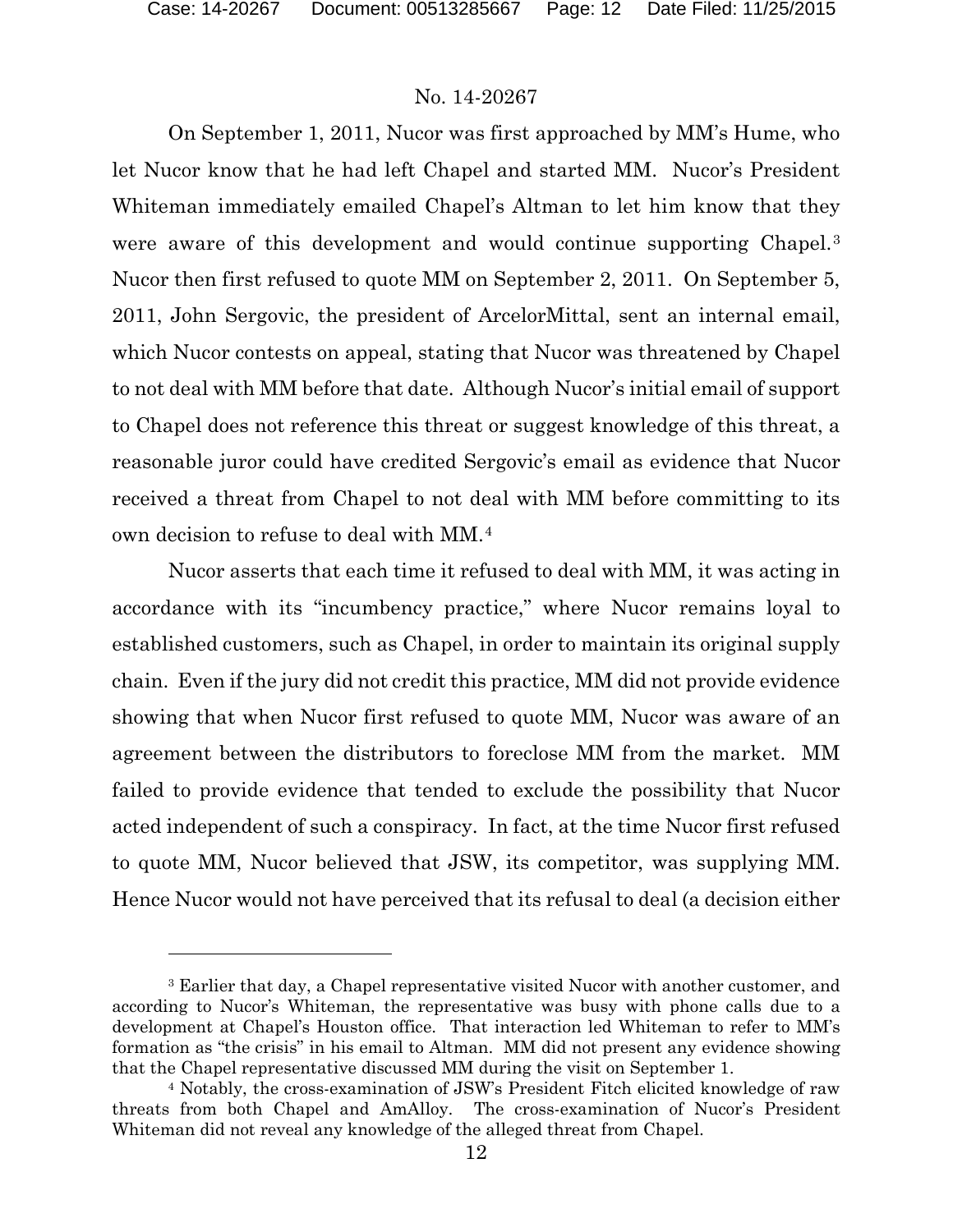No. 14-20267

On September 1, 2011, Nucor was first approached by MM's Hume, who let Nucor know that he had left Chapel and started MM. Nucor's President Whiteman immediately emailed Chapel's Altman to let him know that they were aware of this development and would continue supporting Chapel.[3] Nucor then first refused to quote MM on September 2, 2011. On September 5, 2011, John Sergovic, the president of ArcelorMittal, sent an internal email, which Nucor contests on appeal, stating that Nucor was threatened by Chapel to not deal with MM before that date. Although Nucor's initial email of support to Chapel does not reference this threat or suggest knowledge of this threat, a reasonable juror could have credited Sergovic's email as evidence that Nucor received a threat from Chapel to not deal with MM before committing to its own decision to refuse to deal with MM.[4]

Nucor asserts that each time it refused to deal with MM, it was acting in accordance with its "incumbency practice," where Nucor remains loyal to established customers, such as Chapel, in order to maintain its original supply chain. Even if the jury did not credit this practice, MM did not provide evidence showing that when Nucor first refused to quote MM, Nucor was aware of an agreement between the distributors to foreclose MM from the market. MM failed to provide evidence that tended to exclude the possibility that Nucor acted independent of such a conspiracy. In fact, at the time Nucor first refused to quote MM, Nucor believed that JSW, its competitor, was supplying MM. Hence Nucor would not have perceived that its refusal to deal (a decision either

---

[3] Earlier that day, a Chapel representative visited Nucor with another customer, and according to Nucor's Whiteman, the representative was busy with phone calls due to a development at Chapel's Houston office. That interaction led Whiteman to refer to MM's formation as "the crisis" in his email to Altman. MM did not present any evidence showing that the Chapel representative discussed MM during the visit on September 1.

[4] Notably, the cross-examination of JSW's President Fitch elicited knowledge of raw threats from both Chapel and AmAlloy. The cross-examination of Nucor's President Whiteman did not reveal any knowledge of the alleged threat from Chapel.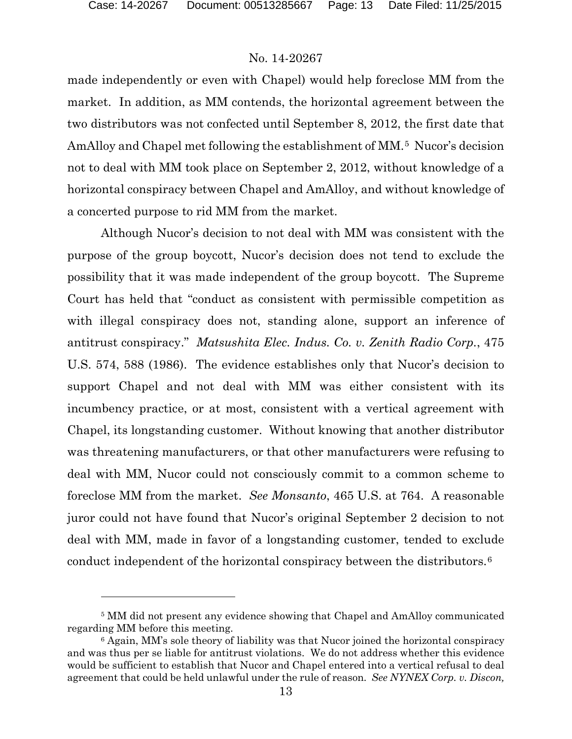made independently or even with Chapel) would help foreclose MM from the market. In addition, as MM contends, the horizontal agreement between the two distributors was not confected until September 8, 2012, the first date that AmAlloy and Chapel met following the establishment of MM.[5] Nucor's decision not to deal with MM took place on September 2, 2012, without knowledge of a horizontal conspiracy between Chapel and AmAlloy, and without knowledge of a concerted purpose to rid MM from the market.

Although Nucor's decision to not deal with MM was consistent with the purpose of the group boycott, Nucor's decision does not tend to exclude the possibility that it was made independent of the group boycott. The Supreme Court has held that "conduct as consistent with permissible competition as with illegal conspiracy does not, standing alone, support an inference of antitrust conspiracy." *Matsushita Elec. Indus. Co. v. Zenith Radio Corp.*, 475 U.S. 574, 588 (1986). The evidence establishes only that Nucor's decision to support Chapel and not deal with MM was either consistent with its incumbency practice, or at most, consistent with a vertical agreement with Chapel, its longstanding customer. Without knowing that another distributor was threatening manufacturers, or that other manufacturers were refusing to deal with MM, Nucor could not consciously commit to a common scheme to foreclose MM from the market. *See Monsanto*, 465 U.S. at 764. A reasonable juror could not have found that Nucor's original September 2 decision to not deal with MM, made in favor of a longstanding customer, tended to exclude conduct independent of the horizontal conspiracy between the distributors.[6]

---

[5] MM did not present any evidence showing that Chapel and AmAlloy communicated regarding MM before this meeting.

[6] Again, MM's sole theory of liability was that Nucor joined the horizontal conspiracy and was thus per se liable for antitrust violations. We do not address whether this evidence would be sufficient to establish that Nucor and Chapel entered into a vertical refusal to deal agreement that could be held unlawful under the rule of reason. *See NYNEX Corp. v. Discon,*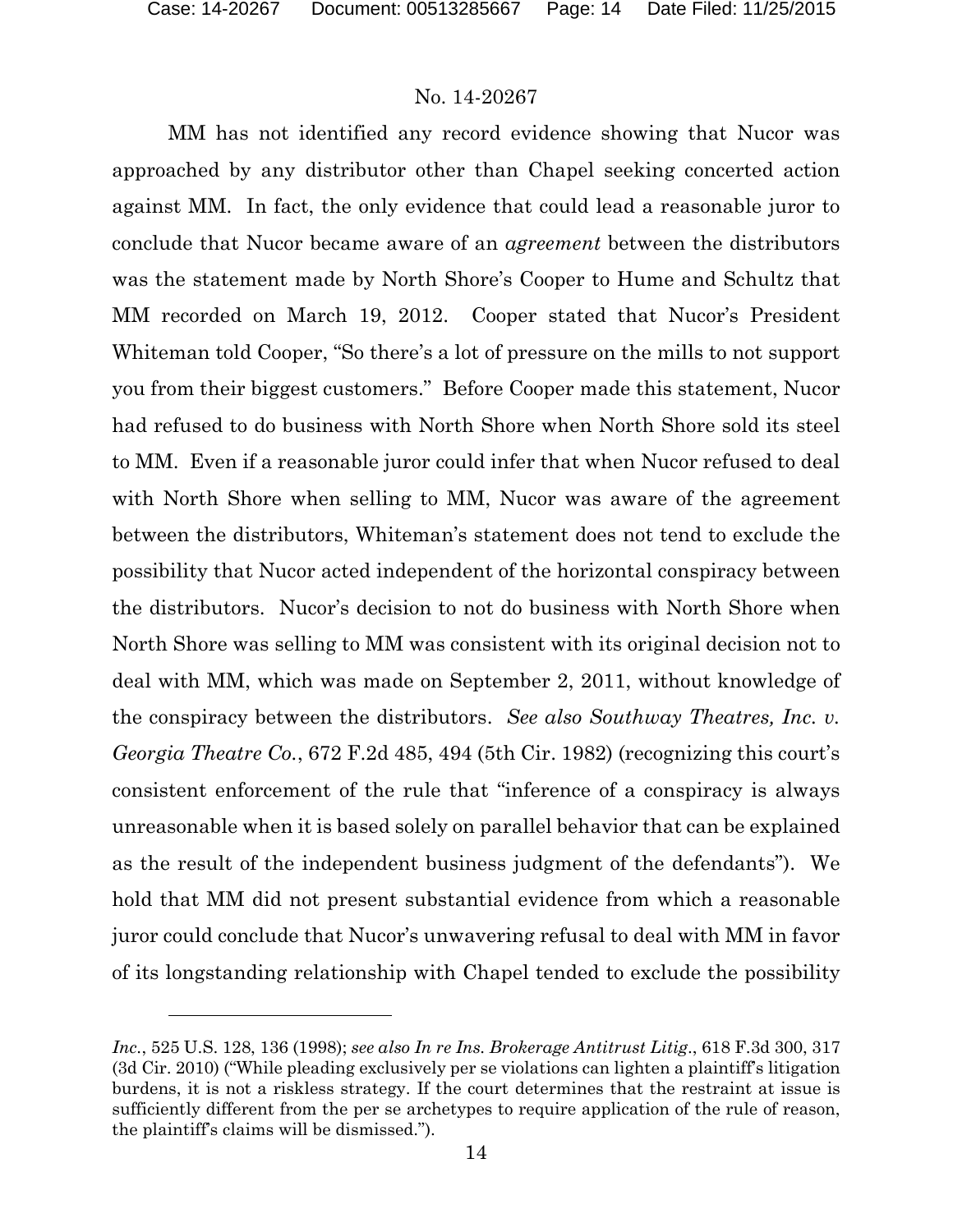MM has not identified any record evidence showing that Nucor was approached by any distributor other than Chapel seeking concerted action against MM. In fact, the only evidence that could lead a reasonable juror to conclude that Nucor became aware of an *agreement* between the distributors was the statement made by North Shore's Cooper to Hume and Schultz that MM recorded on March 19, 2012. Cooper stated that Nucor's President Whiteman told Cooper, "So there's a lot of pressure on the mills to not support you from their biggest customers." Before Cooper made this statement, Nucor had refused to do business with North Shore when North Shore sold its steel to MM. Even if a reasonable juror could infer that when Nucor refused to deal with North Shore when selling to MM, Nucor was aware of the agreement between the distributors, Whiteman's statement does not tend to exclude the possibility that Nucor acted independent of the horizontal conspiracy between the distributors. Nucor's decision to not do business with North Shore when North Shore was selling to MM was consistent with its original decision not to deal with MM, which was made on September 2, 2011, without knowledge of the conspiracy between the distributors. *See also Southway Theatres, Inc. v. Georgia Theatre Co.*, 672 F.2d 485, 494 (5th Cir. 1982) (recognizing this court's consistent enforcement of the rule that "inference of a conspiracy is always unreasonable when it is based solely on parallel behavior that can be explained as the result of the independent business judgment of the defendants"). We hold that MM did not present substantial evidence from which a reasonable juror could conclude that Nucor's unwavering refusal to deal with MM in favor of its longstanding relationship with Chapel tended to exclude the possibility

---

*Inc.*, 525 U.S. 128, 136 (1998); *see also In re Ins. Brokerage Antitrust Litig.*, 618 F.3d 300, 317 (3d Cir. 2010) ("While pleading exclusively per se violations can lighten a plaintiff's litigation burdens, it is not a riskless strategy. If the court determines that the restraint at issue is sufficiently different from the per se archetypes to require application of the rule of reason, the plaintiff's claims will be dismissed.").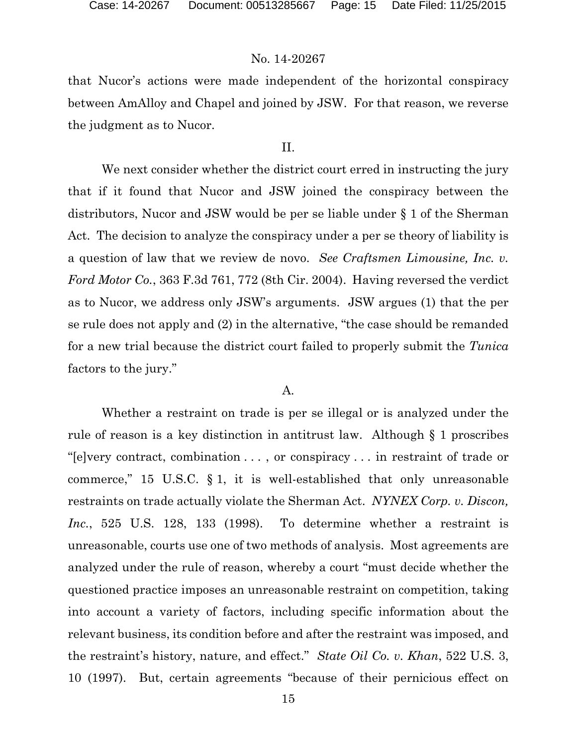that Nucor's actions were made independent of the horizontal conspiracy between AmAlloy and Chapel and joined by JSW. For that reason, we reverse the judgment as to Nucor.

## II.

We next consider whether the district court erred in instructing the jury that if it found that Nucor and JSW joined the conspiracy between the distributors, Nucor and JSW would be per se liable under § 1 of the Sherman Act. The decision to analyze the conspiracy under a per se theory of liability is a question of law that we review de novo. *See Craftsmen Limousine, Inc. v. Ford Motor Co.*, 363 F.3d 761, 772 (8th Cir. 2004). Having reversed the verdict as to Nucor, we address only JSW's arguments. JSW argues (1) that the per se rule does not apply and (2) in the alternative, "the case should be remanded for a new trial because the district court failed to properly submit the *Tunica* factors to the jury."

### A.

Whether a restraint on trade is per se illegal or is analyzed under the rule of reason is a key distinction in antitrust law. Although § 1 proscribes "[e]very contract, combination . . . , or conspiracy . . . in restraint of trade or commerce," 15 U.S.C. § 1, it is well-established that only unreasonable restraints on trade actually violate the Sherman Act. *NYNEX Corp. v. Discon, Inc.*, 525 U.S. 128, 133 (1998). To determine whether a restraint is unreasonable, courts use one of two methods of analysis. Most agreements are analyzed under the rule of reason, whereby a court "must decide whether the questioned practice imposes an unreasonable restraint on competition, taking into account a variety of factors, including specific information about the relevant business, its condition before and after the restraint was imposed, and the restraint's history, nature, and effect." *State Oil Co. v. Khan*, 522 U.S. 3, 10 (1997). But, certain agreements "because of their pernicious effect on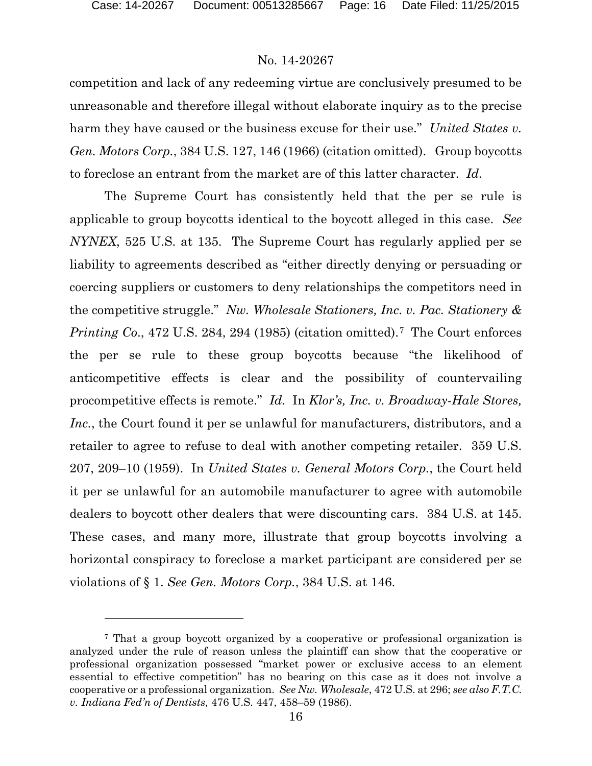competition and lack of any redeeming virtue are conclusively presumed to be unreasonable and therefore illegal without elaborate inquiry as to the precise harm they have caused or the business excuse for their use." *United States v. Gen. Motors Corp.*, 384 U.S. 127, 146 (1966) (citation omitted). Group boycotts to foreclose an entrant from the market are of this latter character. *Id.*

The Supreme Court has consistently held that the per se rule is applicable to group boycotts identical to the boycott alleged in this case. *See NYNEX*, 525 U.S. at 135. The Supreme Court has regularly applied per se liability to agreements described as "either directly denying or persuading or coercing suppliers or customers to deny relationships the competitors need in the competitive struggle." *Nw. Wholesale Stationers, Inc. v. Pac. Stationery & Printing Co.*, 472 U.S. 284, 294 (1985) (citation omitted).[7] The Court enforces the per se rule to these group boycotts because "the likelihood of anticompetitive effects is clear and the possibility of countervailing procompetitive effects is remote." *Id.* In *Klor's, Inc. v. Broadway-Hale Stores, Inc.*, the Court found it per se unlawful for manufacturers, distributors, and a retailer to agree to refuse to deal with another competing retailer. 359 U.S. 207, 209–10 (1959). In *United States v. General Motors Corp.*, the Court held it per se unlawful for an automobile manufacturer to agree with automobile dealers to boycott other dealers that were discounting cars. 384 U.S. at 145. These cases, and many more, illustrate that group boycotts involving a horizontal conspiracy to foreclose a market participant are considered per se violations of § 1. *See Gen. Motors Corp.*, 384 U.S. at 146.

---

[7] That a group boycott organized by a cooperative or professional organization is analyzed under the rule of reason unless the plaintiff can show that the cooperative or professional organization possessed "market power or exclusive access to an element essential to effective competition" has no bearing on this case as it does not involve a cooperative or a professional organization. *See Nw. Wholesale*, 472 U.S. at 296; *see also F.T.C. v. Indiana Fed'n of Dentists,* 476 U.S. 447, 458–59 (1986).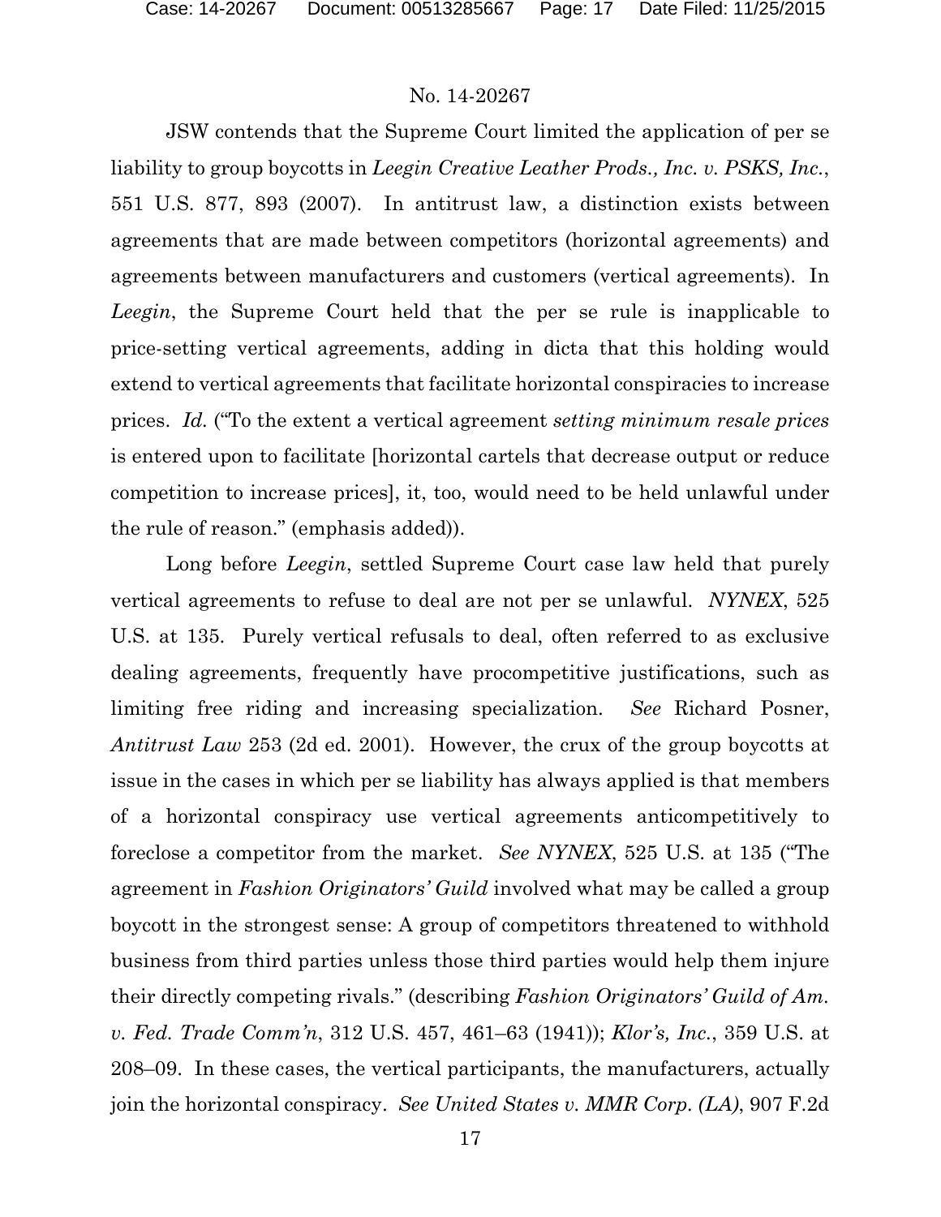JSW contends that the Supreme Court limited the application of per se liability to group boycotts in *Leegin Creative Leather Prods., Inc. v. PSKS, Inc.*, 551 U.S. 877, 893 (2007). In antitrust law, a distinction exists between agreements that are made between competitors (horizontal agreements) and agreements between manufacturers and customers (vertical agreements). In *Leegin*, the Supreme Court held that the per se rule is inapplicable to price-setting vertical agreements, adding in dicta that this holding would extend to vertical agreements that facilitate horizontal conspiracies to increase prices. *Id.* ("To the extent a vertical agreement *setting minimum resale prices* is entered upon to facilitate [horizontal cartels that decrease output or reduce competition to increase prices], it, too, would need to be held unlawful under the rule of reason." (emphasis added)).

Long before *Leegin*, settled Supreme Court case law held that purely vertical agreements to refuse to deal are not per se unlawful. *NYNEX*, 525 U.S. at 135. Purely vertical refusals to deal, often referred to as exclusive dealing agreements, frequently have procompetitive justifications, such as limiting free riding and increasing specialization. *See* Richard Posner, *Antitrust Law* 253 (2d ed. 2001). However, the crux of the group boycotts at issue in the cases in which per se liability has always applied is that members of a horizontal conspiracy use vertical agreements anticompetitively to foreclose a competitor from the market. *See NYNEX*, 525 U.S. at 135 ("The agreement in *Fashion Originators' Guild* involved what may be called a group boycott in the strongest sense: A group of competitors threatened to withhold business from third parties unless those third parties would help them injure their directly competing rivals." (describing *Fashion Originators' Guild of Am. v. Fed. Trade Comm'n*, 312 U.S. 457, 461–63 (1941)); *Klor's, Inc.*, 359 U.S. at 208–09. In these cases, the vertical participants, the manufacturers, actually join the horizontal conspiracy. *See United States v. MMR Corp. (LA)*, 907 F.2d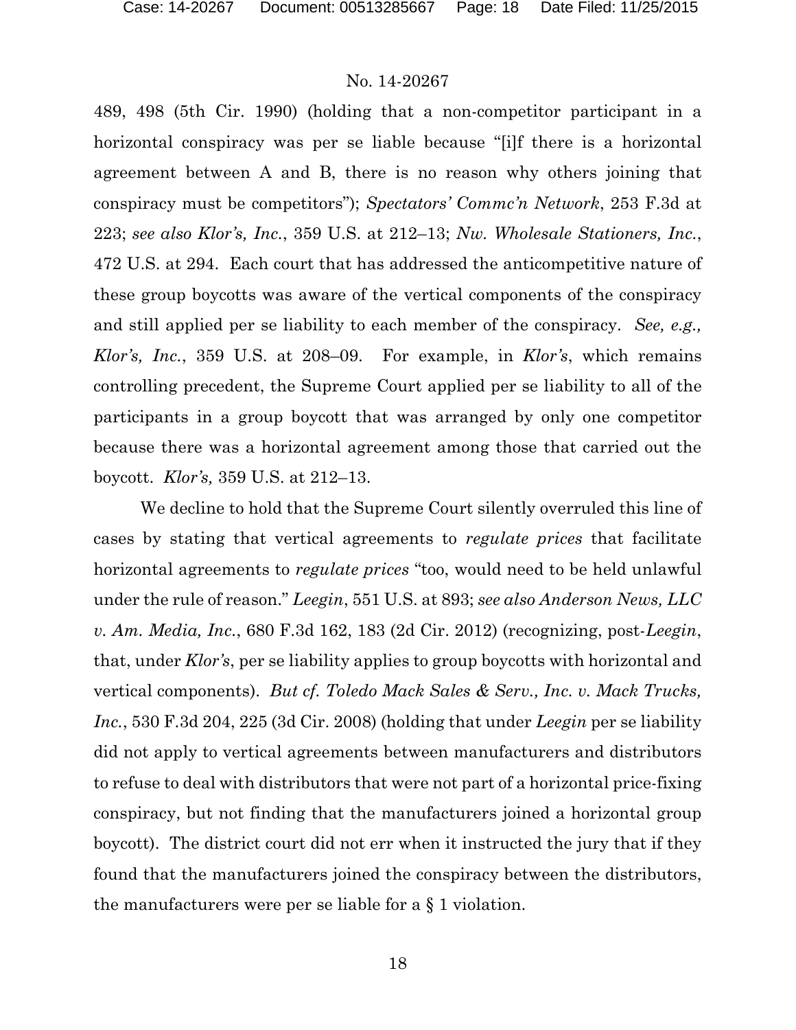489, 498 (5th Cir. 1990) (holding that a non-competitor participant in a horizontal conspiracy was per se liable because "[i]f there is a horizontal agreement between A and B, there is no reason why others joining that conspiracy must be competitors"); *Spectators' Commc'n Network*, 253 F.3d at 223; *see also Klor's, Inc.*, 359 U.S. at 212–13; *Nw. Wholesale Stationers, Inc.*, 472 U.S. at 294. Each court that has addressed the anticompetitive nature of these group boycotts was aware of the vertical components of the conspiracy and still applied per se liability to each member of the conspiracy. *See, e.g., Klor's, Inc.*, 359 U.S. at 208–09. For example, in *Klor's*, which remains controlling precedent, the Supreme Court applied per se liability to all of the participants in a group boycott that was arranged by only one competitor because there was a horizontal agreement among those that carried out the boycott. *Klor's,* 359 U.S. at 212–13.

We decline to hold that the Supreme Court silently overruled this line of cases by stating that vertical agreements to *regulate prices* that facilitate horizontal agreements to *regulate prices* "too, would need to be held unlawful under the rule of reason." *Leegin*, 551 U.S. at 893; *see also Anderson News, LLC v. Am. Media, Inc.*, 680 F.3d 162, 183 (2d Cir. 2012) (recognizing, post-*Leegin*, that, under *Klor's*, per se liability applies to group boycotts with horizontal and vertical components). *But cf. Toledo Mack Sales & Serv., Inc. v. Mack Trucks, Inc.*, 530 F.3d 204, 225 (3d Cir. 2008) (holding that under *Leegin* per se liability did not apply to vertical agreements between manufacturers and distributors to refuse to deal with distributors that were not part of a horizontal price-fixing conspiracy, but not finding that the manufacturers joined a horizontal group boycott). The district court did not err when it instructed the jury that if they found that the manufacturers joined the conspiracy between the distributors, the manufacturers were per se liable for a § 1 violation.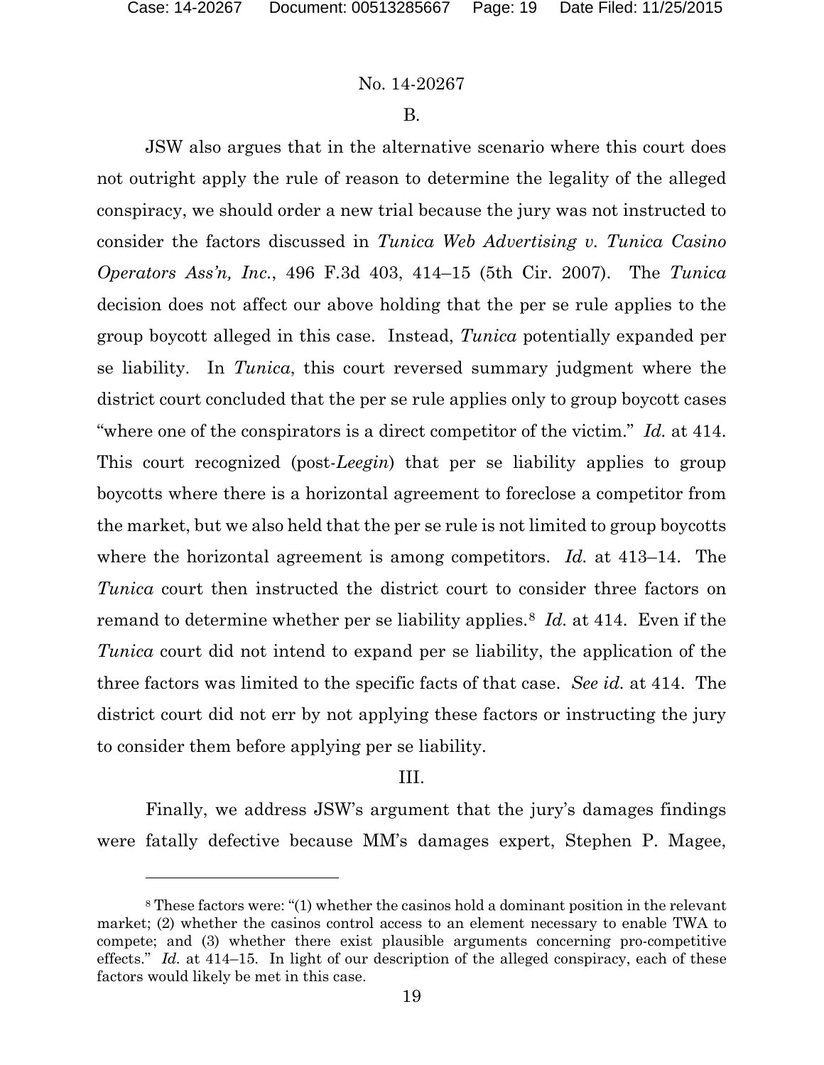### B.

JSW also argues that in the alternative scenario where this court does not outright apply the rule of reason to determine the legality of the alleged conspiracy, we should order a new trial because the jury was not instructed to consider the factors discussed in *Tunica Web Advertising v. Tunica Casino Operators Ass'n, Inc.*, 496 F.3d 403, 414–15 (5th Cir. 2007). The *Tunica* decision does not affect our above holding that the per se rule applies to the group boycott alleged in this case. Instead, *Tunica* potentially expanded per se liability. In *Tunica*, this court reversed summary judgment where the district court concluded that the per se rule applies only to group boycott cases "where one of the conspirators is a direct competitor of the victim." *Id.* at 414. This court recognized (post-*Leegin*) that per se liability applies to group boycotts where there is a horizontal agreement to foreclose a competitor from the market, but we also held that the per se rule is not limited to group boycotts where the horizontal agreement is among competitors. *Id.* at 413–14. The *Tunica* court then instructed the district court to consider three factors on remand to determine whether per se liability applies.[8] *Id.* at 414. Even if the *Tunica* court did not intend to expand per se liability, the application of the three factors was limited to the specific facts of that case. *See id.* at 414. The district court did not err by not applying these factors or instructing the jury to consider them before applying per se liability.

## III.

Finally, we address JSW's argument that the jury's damages findings were fatally defective because MM's damages expert, Stephen P. Magee,

[8] These factors were: "(1) whether the casinos hold a dominant position in the relevant market; (2) whether the casinos control access to an element necessary to enable TWA to compete; and (3) whether there exist plausible arguments concerning pro-competitive effects." *Id.* at 414–15. In light of our description of the alleged conspiracy, each of these factors would likely be met in this case.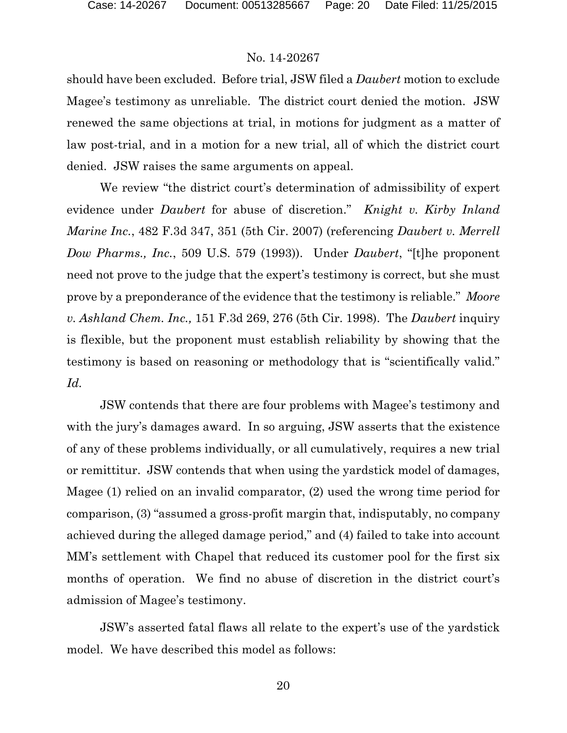should have been excluded. Before trial, JSW filed a *Daubert* motion to exclude Magee's testimony as unreliable. The district court denied the motion. JSW renewed the same objections at trial, in motions for judgment as a matter of law post-trial, and in a motion for a new trial, all of which the district court denied. JSW raises the same arguments on appeal.

We review "the district court's determination of admissibility of expert evidence under *Daubert* for abuse of discretion." *Knight v. Kirby Inland Marine Inc.*, 482 F.3d 347, 351 (5th Cir. 2007) (referencing *Daubert v. Merrell Dow Pharms., Inc.*, 509 U.S. 579 (1993)). Under *Daubert*, "[t]he proponent need not prove to the judge that the expert's testimony is correct, but she must prove by a preponderance of the evidence that the testimony is reliable." *Moore v. Ashland Chem. Inc.,* 151 F.3d 269, 276 (5th Cir. 1998). The *Daubert* inquiry is flexible, but the proponent must establish reliability by showing that the testimony is based on reasoning or methodology that is "scientifically valid." *Id.*

JSW contends that there are four problems with Magee's testimony and with the jury's damages award. In so arguing, JSW asserts that the existence of any of these problems individually, or all cumulatively, requires a new trial or remittitur. JSW contends that when using the yardstick model of damages, Magee (1) relied on an invalid comparator, (2) used the wrong time period for comparison, (3) "assumed a gross-profit margin that, indisputably, no company achieved during the alleged damage period," and (4) failed to take into account MM's settlement with Chapel that reduced its customer pool for the first six months of operation. We find no abuse of discretion in the district court's admission of Magee's testimony.

JSW's asserted fatal flaws all relate to the expert's use of the yardstick model. We have described this model as follows: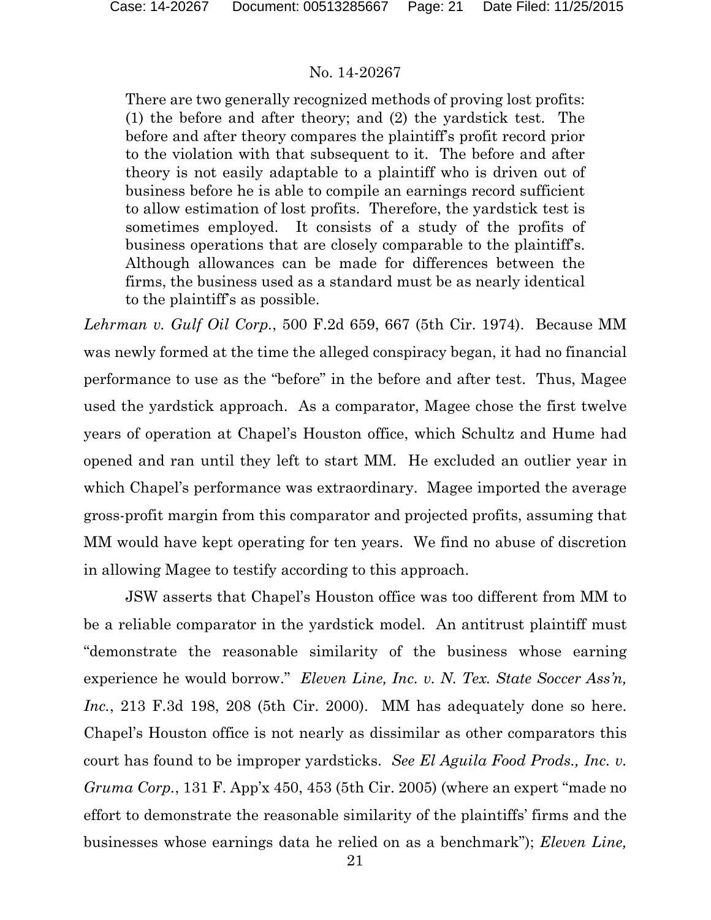> There are two generally recognized methods of proving lost profits: (1) the before and after theory; and (2) the yardstick test. The before and after theory compares the plaintiff's profit record prior to the violation with that subsequent to it. The before and after theory is not easily adaptable to a plaintiff who is driven out of business before he is able to compile an earnings record sufficient to allow estimation of lost profits. Therefore, the yardstick test is sometimes employed. It consists of a study of the profits of business operations that are closely comparable to the plaintiff's. Although allowances can be made for differences between the firms, the business used as a standard must be as nearly identical to the plaintiff's as possible.

*Lehrman v. Gulf Oil Corp.*, 500 F.2d 659, 667 (5th Cir. 1974). Because MM was newly formed at the time the alleged conspiracy began, it had no financial performance to use as the "before" in the before and after test. Thus, Magee used the yardstick approach. As a comparator, Magee chose the first twelve years of operation at Chapel's Houston office, which Schultz and Hume had opened and ran until they left to start MM. He excluded an outlier year in which Chapel's performance was extraordinary. Magee imported the average gross-profit margin from this comparator and projected profits, assuming that MM would have kept operating for ten years. We find no abuse of discretion in allowing Magee to testify according to this approach.

JSW asserts that Chapel's Houston office was too different from MM to be a reliable comparator in the yardstick model. An antitrust plaintiff must "demonstrate the reasonable similarity of the business whose earning experience he would borrow." *Eleven Line, Inc. v. N. Tex. State Soccer Ass'n, Inc.*, 213 F.3d 198, 208 (5th Cir. 2000). MM has adequately done so here. Chapel's Houston office is not nearly as dissimilar as other comparators this court has found to be improper yardsticks. *See El Aguila Food Prods., Inc. v. Gruma Corp.*, 131 F. App'x 450, 453 (5th Cir. 2005) (where an expert "made no effort to demonstrate the reasonable similarity of the plaintiffs' firms and the businesses whose earnings data he relied on as a benchmark"); *Eleven Line,*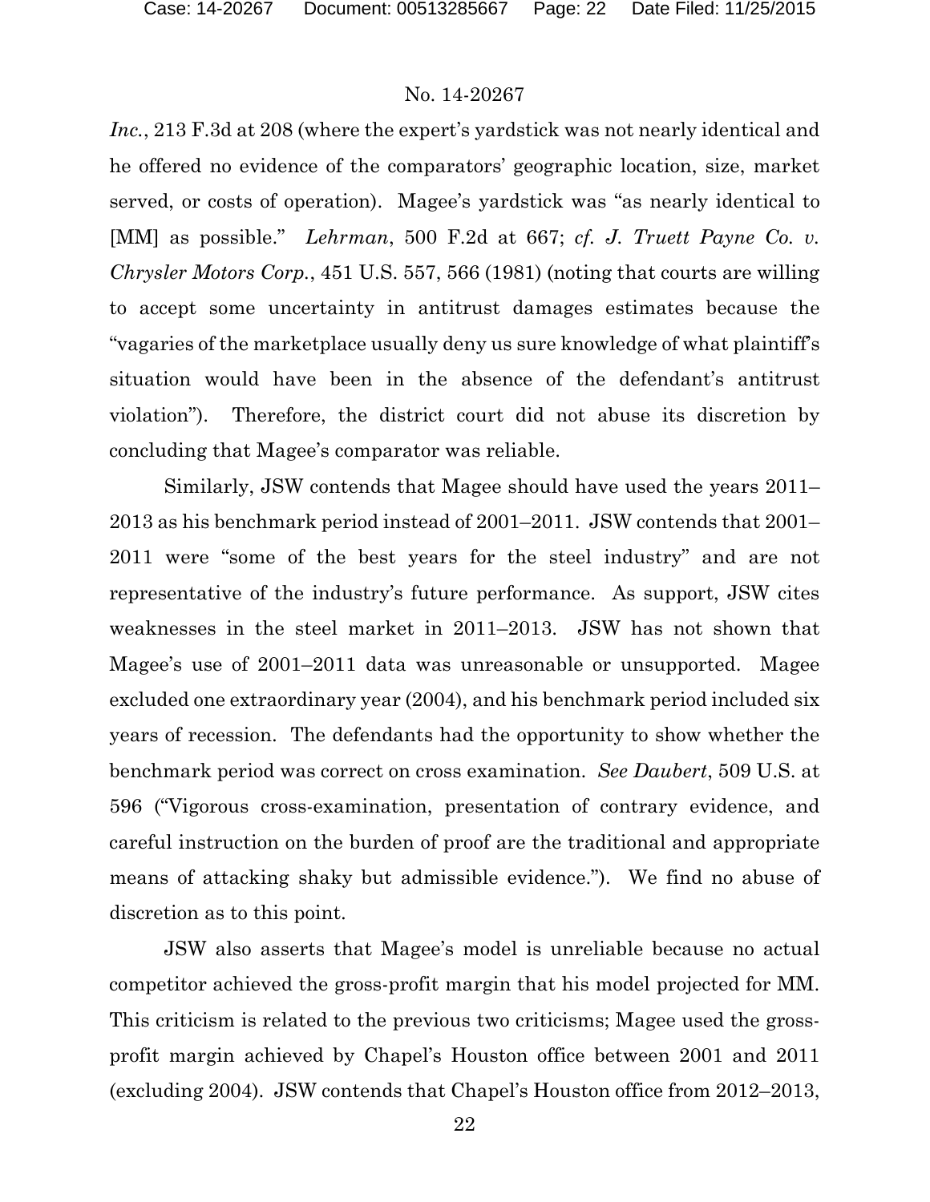*Inc.*, 213 F.3d at 208 (where the expert's yardstick was not nearly identical and he offered no evidence of the comparators' geographic location, size, market served, or costs of operation). Magee's yardstick was "as nearly identical to [MM] as possible." *Lehrman*, 500 F.2d at 667; *cf. J. Truett Payne Co. v. Chrysler Motors Corp.*, 451 U.S. 557, 566 (1981) (noting that courts are willing to accept some uncertainty in antitrust damages estimates because the "vagaries of the marketplace usually deny us sure knowledge of what plaintiff's situation would have been in the absence of the defendant's antitrust violation"). Therefore, the district court did not abuse its discretion by concluding that Magee's comparator was reliable.

Similarly, JSW contends that Magee should have used the years 2011–2013 as his benchmark period instead of 2001–2011. JSW contends that 2001–2011 were "some of the best years for the steel industry" and are not representative of the industry's future performance. As support, JSW cites weaknesses in the steel market in 2011–2013. JSW has not shown that Magee's use of 2001–2011 data was unreasonable or unsupported. Magee excluded one extraordinary year (2004), and his benchmark period included six years of recession. The defendants had the opportunity to show whether the benchmark period was correct on cross examination. *See Daubert*, 509 U.S. at 596 ("Vigorous cross-examination, presentation of contrary evidence, and careful instruction on the burden of proof are the traditional and appropriate means of attacking shaky but admissible evidence."). We find no abuse of discretion as to this point.

JSW also asserts that Magee's model is unreliable because no actual competitor achieved the gross-profit margin that his model projected for MM. This criticism is related to the previous two criticisms; Magee used the gross-profit margin achieved by Chapel's Houston office between 2001 and 2011 (excluding 2004). JSW contends that Chapel's Houston office from 2012–2013,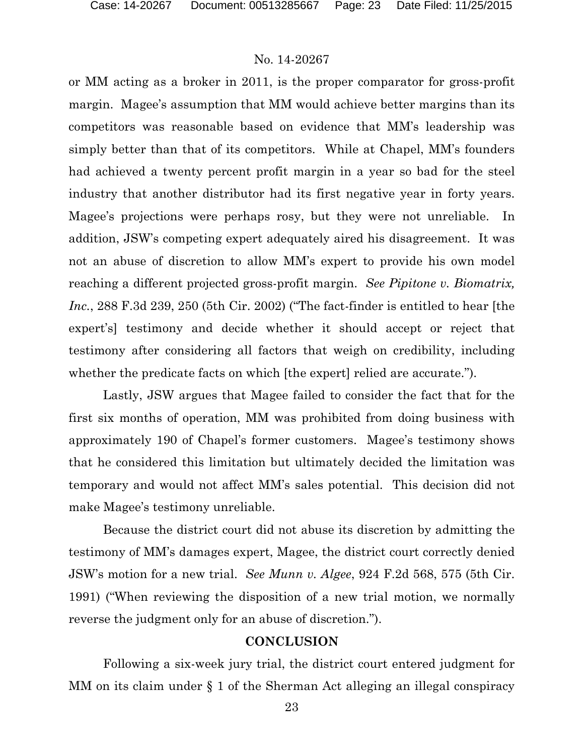or MM acting as a broker in 2011, is the proper comparator for gross-profit margin. Magee's assumption that MM would achieve better margins than its competitors was reasonable based on evidence that MM's leadership was simply better than that of its competitors. While at Chapel, MM's founders had achieved a twenty percent profit margin in a year so bad for the steel industry that another distributor had its first negative year in forty years. Magee's projections were perhaps rosy, but they were not unreliable. In addition, JSW's competing expert adequately aired his disagreement. It was not an abuse of discretion to allow MM's expert to provide his own model reaching a different projected gross-profit margin. *See Pipitone v. Biomatrix, Inc.*, 288 F.3d 239, 250 (5th Cir. 2002) ("The fact-finder is entitled to hear [the expert's] testimony and decide whether it should accept or reject that testimony after considering all factors that weigh on credibility, including whether the predicate facts on which [the expert] relied are accurate.").

Lastly, JSW argues that Magee failed to consider the fact that for the first six months of operation, MM was prohibited from doing business with approximately 190 of Chapel's former customers. Magee's testimony shows that he considered this limitation but ultimately decided the limitation was temporary and would not affect MM's sales potential. This decision did not make Magee's testimony unreliable.

Because the district court did not abuse its discretion by admitting the testimony of MM's damages expert, Magee, the district court correctly denied JSW's motion for a new trial. *See Munn v. Algee*, 924 F.2d 568, 575 (5th Cir. 1991) ("When reviewing the disposition of a new trial motion, we normally reverse the judgment only for an abuse of discretion.").

## CONCLUSION

Following a six-week jury trial, the district court entered judgment for MM on its claim under § 1 of the Sherman Act alleging an illegal conspiracy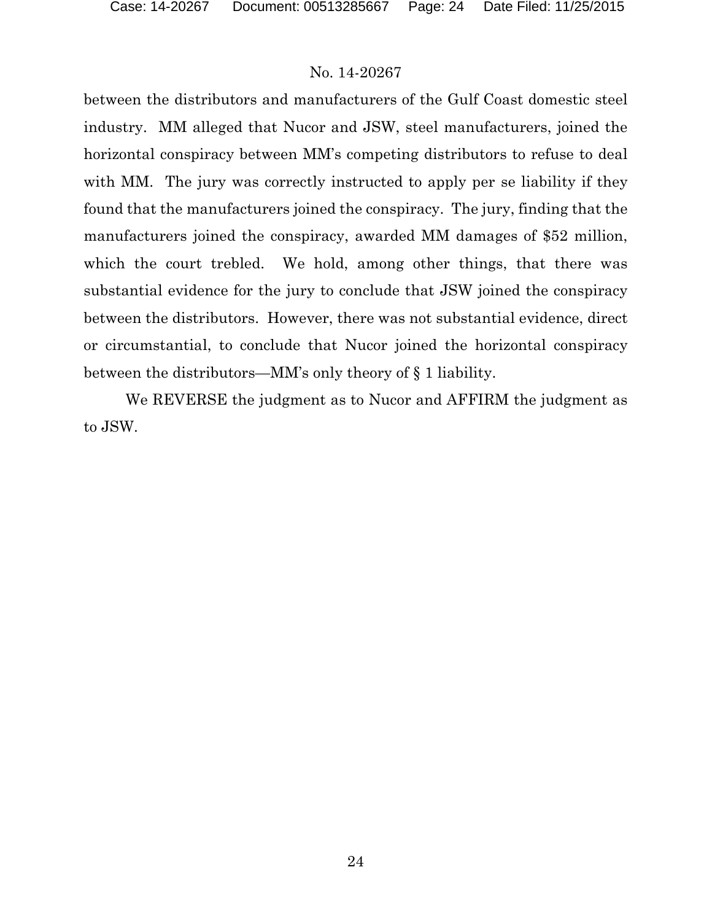between the distributors and manufacturers of the Gulf Coast domestic steel industry. MM alleged that Nucor and JSW, steel manufacturers, joined the horizontal conspiracy between MM's competing distributors to refuse to deal with MM. The jury was correctly instructed to apply per se liability if they found that the manufacturers joined the conspiracy. The jury, finding that the manufacturers joined the conspiracy, awarded MM damages of $52 million, which the court trebled. We hold, among other things, that there was substantial evidence for the jury to conclude that JSW joined the conspiracy between the distributors. However, there was not substantial evidence, direct or circumstantial, to conclude that Nucor joined the horizontal conspiracy between the distributors—MM's only theory of § 1 liability.

We REVERSE the judgment as to Nucor and AFFIRM the judgment as to JSW.